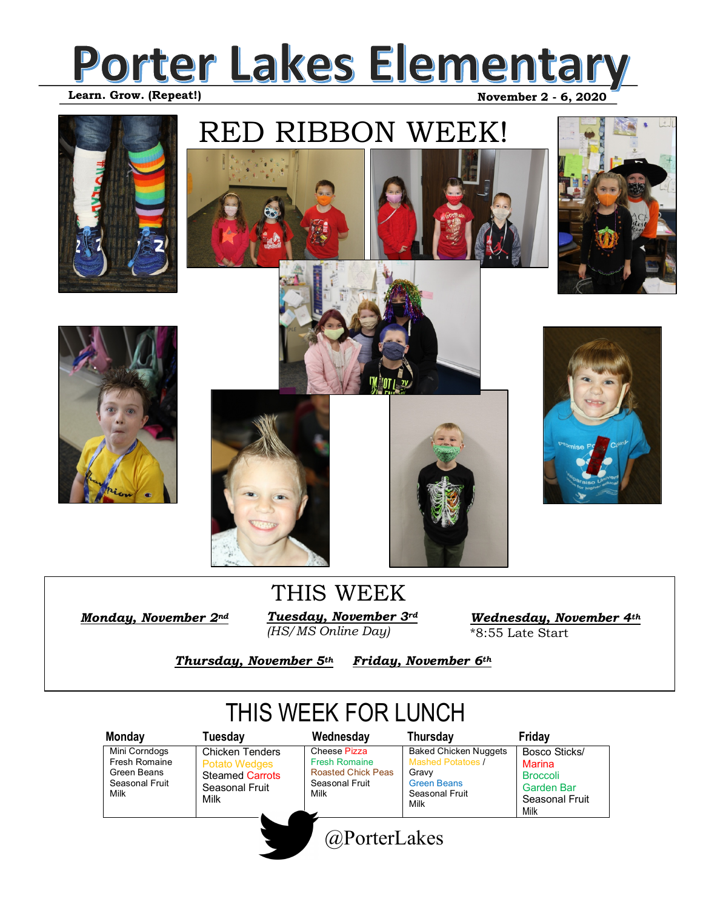# Porter Lakes Elementary

**Learn. Grow. (Repeat!)**

**November 2 - 6, 2020**

## RED RIBBON WEEK!

## THIS WEEK

***Monday, November 2nd***

***Tuesday, November 3rd***
*(HS/MS Online Day)*

***Wednesday, November 4th***
*8:55 Late Start

***Thursday, November 5th***

***Friday, November 6th***

## THIS WEEK FOR LUNCH

| Monday | Tuesday | Wednesday | Thursday | Friday |
|---|---|---|---|---|
| Mini Corndogs<br>Fresh Romaine<br>Green Beans<br>Seasonal Fruit<br>Milk | Chicken Tenders<br>Potato Wedges<br>Steamed Carrots<br>Seasonal Fruit<br>Milk | Cheese Pizza<br>Fresh Romaine<br>Roasted Chick Peas<br>Seasonal Fruit<br>Milk | Baked Chicken Nuggets<br>Mashed Potatoes /<br>Gravy<br>Green Beans<br>Seasonal Fruit<br>Milk | Bosco Sticks/<br>Marina<br>Broccoli<br>Garden Bar<br>Seasonal Fruit<br>Milk |

@PorterLakes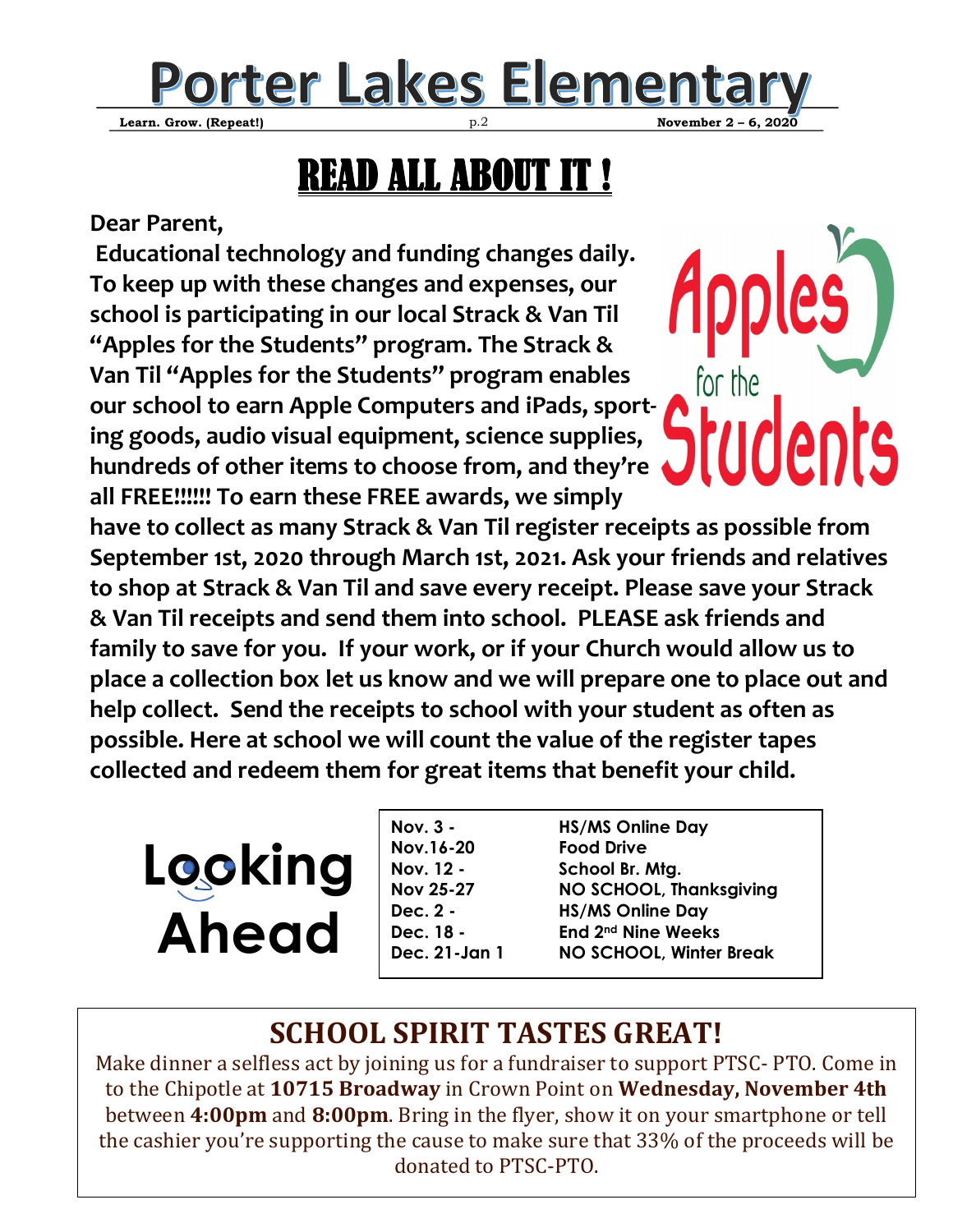# READ ALL ABOUT IT !

**Dear Parent,**

**Educational technology and funding changes daily. To keep up with these changes and expenses, our school is participating in our local Strack & Van Til "Apples for the Students" program. The Strack & Van Til "Apples for the Students" program enables our school to earn Apple Computers and iPads, sporting goods, audio visual equipment, science supplies, hundreds of other items to choose from, and they're all FREE!!!!!! To earn these FREE awards, we simply have to collect as many Strack & Van Til register receipts as possible from September 1st, 2020 through March 1st, 2021. Ask your friends and relatives to shop at Strack & Van Til and save every receipt. Please save your Strack & Van Til receipts and send them into school. PLEASE ask friends and family to save for you. If your work, or if your Church would allow us to place a collection box let us know and we will prepare one to place out and help collect. Send the receipts to school with your student as often as possible. Here at school we will count the value of the register tapes collected and redeem them for great items that benefit your child.**

## Looking Ahead

| | |
|---|---|
| **Nov. 3 -** | **HS/MS Online Day** |
| **Nov.16-20** | **Food Drive** |
| **Nov. 12 -** | **School Br. Mtg.** |
| **Nov 25-27** | **NO SCHOOL, Thanksgiving** |
| **Dec. 2 -** | **HS/MS Online Day** |
| **Dec. 18 -** | **End 2nd Nine Weeks** |
| **Dec. 21-Jan 1** | **NO SCHOOL, Winter Break** |

## SCHOOL SPIRIT TASTES GREAT!

Make dinner a selfless act by joining us for a fundraiser to support PTSC- PTO. Come in to the Chipotle at **10715 Broadway** in Crown Point on **Wednesday, November 4th** between **4:00pm** and **8:00pm**. Bring in the flyer, show it on your smartphone or tell the cashier you're supporting the cause to make sure that 33% of the proceeds will be donated to PTSC-PTO.